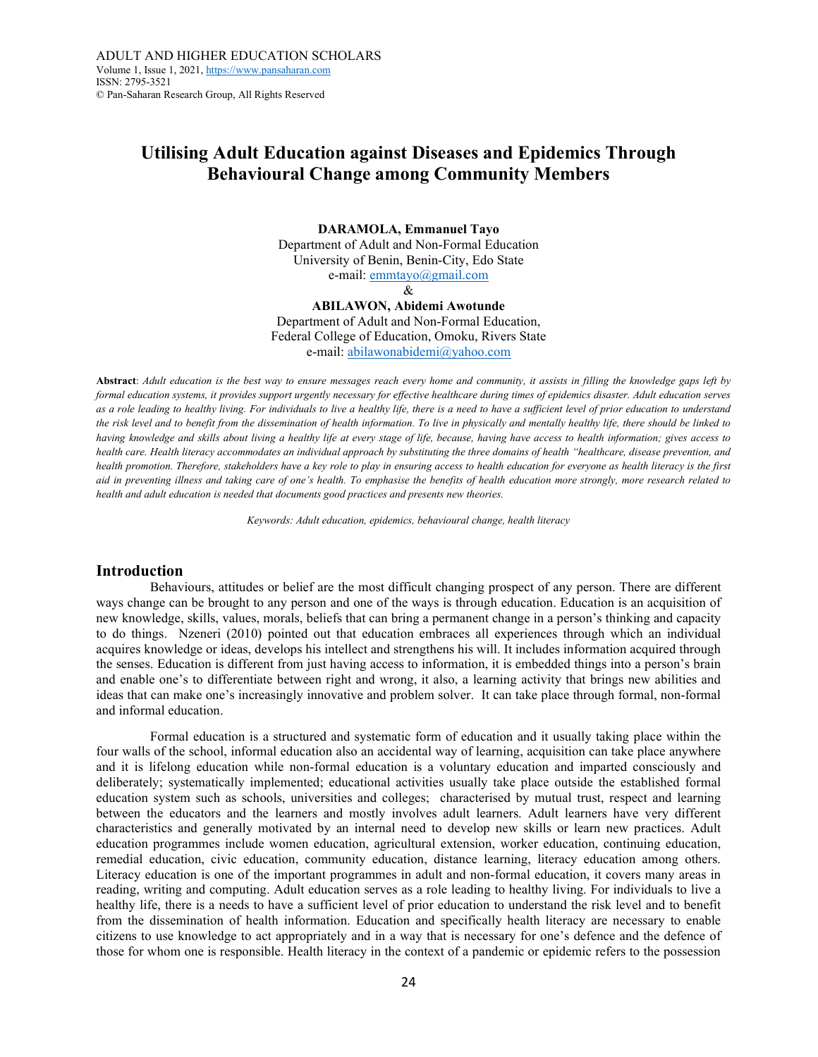# Utilising Adult Education against Diseases and Epidemics Through Behavioural Change among Community Members

**DARAMOLA, Emmanuel Tayo**
Department of Adult and Non-Formal Education
University of Benin, Benin-City, Edo State
e-mail: emmtayo@gmail.com

&

**ABILAWON, Abidemi Awotunde**
Department of Adult and Non-Formal Education,
Federal College of Education, Omoku, Rivers State
e-mail: abilawonabidemi@yahoo.com

**Abstract**: *Adult education is the best way to ensure messages reach every home and community, it assists in filling the knowledge gaps left by formal education systems, it provides support urgently necessary for effective healthcare during times of epidemics disaster. Adult education serves as a role leading to healthy living. For individuals to live a healthy life, there is a need to have a sufficient level of prior education to understand the risk level and to benefit from the dissemination of health information. To live in physically and mentally healthy life, there should be linked to having knowledge and skills about living a healthy life at every stage of life, because, having have access to health information; gives access to health care. Health literacy accommodates an individual approach by substituting the three domains of health "healthcare, disease prevention, and health promotion. Therefore, stakeholders have a key role to play in ensuring access to health education for everyone as health literacy is the first aid in preventing illness and taking care of one's health. To emphasise the benefits of health education more strongly, more research related to health and adult education is needed that documents good practices and presents new theories.*

*Keywords: Adult education, epidemics, behavioural change, health literacy*

## Introduction

Behaviours, attitudes or belief are the most difficult changing prospect of any person. There are different ways change can be brought to any person and one of the ways is through education. Education is an acquisition of new knowledge, skills, values, morals, beliefs that can bring a permanent change in a person's thinking and capacity to do things. Nzeneri (2010) pointed out that education embraces all experiences through which an individual acquires knowledge or ideas, develops his intellect and strengthens his will. It includes information acquired through the senses. Education is different from just having access to information, it is embedded things into a person's brain and enable one's to differentiate between right and wrong, it also, a learning activity that brings new abilities and ideas that can make one's increasingly innovative and problem solver. It can take place through formal, non-formal and informal education.

Formal education is a structured and systematic form of education and it usually taking place within the four walls of the school, informal education also an accidental way of learning, acquisition can take place anywhere and it is lifelong education while non-formal education is a voluntary education and imparted consciously and deliberately; systematically implemented; educational activities usually take place outside the established formal education system such as schools, universities and colleges; characterised by mutual trust, respect and learning between the educators and the learners and mostly involves adult learners. Adult learners have very different characteristics and generally motivated by an internal need to develop new skills or learn new practices. Adult education programmes include women education, agricultural extension, worker education, continuing education, remedial education, civic education, community education, distance learning, literacy education among others. Literacy education is one of the important programmes in adult and non-formal education, it covers many areas in reading, writing and computing. Adult education serves as a role leading to healthy living. For individuals to live a healthy life, there is a needs to have a sufficient level of prior education to understand the risk level and to benefit from the dissemination of health information. Education and specifically health literacy are necessary to enable citizens to use knowledge to act appropriately and in a way that is necessary for one's defence and the defence of those for whom one is responsible. Health literacy in the context of a pandemic or epidemic refers to the possession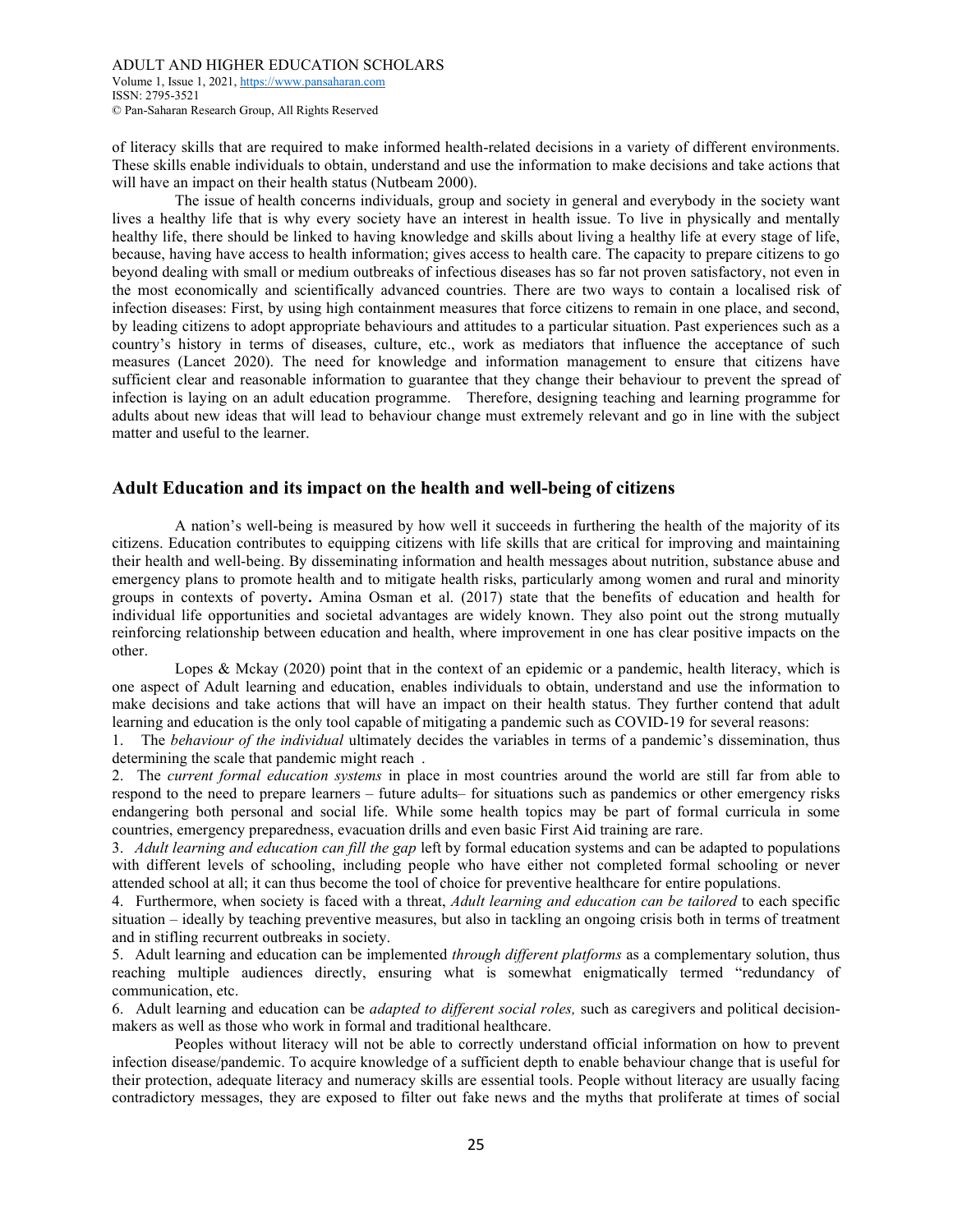of literacy skills that are required to make informed health-related decisions in a variety of different environments. These skills enable individuals to obtain, understand and use the information to make decisions and take actions that will have an impact on their health status (Nutbeam 2000).

The issue of health concerns individuals, group and society in general and everybody in the society want lives a healthy life that is why every society have an interest in health issue. To live in physically and mentally healthy life, there should be linked to having knowledge and skills about living a healthy life at every stage of life, because, having have access to health information; gives access to health care. The capacity to prepare citizens to go beyond dealing with small or medium outbreaks of infectious diseases has so far not proven satisfactory, not even in the most economically and scientifically advanced countries. There are two ways to contain a localised risk of infection diseases: First, by using high containment measures that force citizens to remain in one place, and second, by leading citizens to adopt appropriate behaviours and attitudes to a particular situation. Past experiences such as a country's history in terms of diseases, culture, etc., work as mediators that influence the acceptance of such measures (Lancet 2020). The need for knowledge and information management to ensure that citizens have sufficient clear and reasonable information to guarantee that they change their behaviour to prevent the spread of infection is laying on an adult education programme. Therefore, designing teaching and learning programme for adults about new ideas that will lead to behaviour change must extremely relevant and go in line with the subject matter and useful to the learner.

## Adult Education and its impact on the health and well-being of citizens

A nation's well-being is measured by how well it succeeds in furthering the health of the majority of its citizens. Education contributes to equipping citizens with life skills that are critical for improving and maintaining their health and well-being. By disseminating information and health messages about nutrition, substance abuse and emergency plans to promote health and to mitigate health risks, particularly among women and rural and minority groups in contexts of poverty**.** Amina Osman et al. (2017) state that the benefits of education and health for individual life opportunities and societal advantages are widely known. They also point out the strong mutually reinforcing relationship between education and health, where improvement in one has clear positive impacts on the other.

Lopes & Mckay (2020) point that in the context of an epidemic or a pandemic, health literacy, which is one aspect of Adult learning and education, enables individuals to obtain, understand and use the information to make decisions and take actions that will have an impact on their health status. They further contend that adult learning and education is the only tool capable of mitigating a pandemic such as COVID-19 for several reasons:

1. The *behaviour of the individual* ultimately decides the variables in terms of a pandemic's dissemination, thus determining the scale that pandemic might reach .
2. The *current formal education systems* in place in most countries around the world are still far from able to respond to the need to prepare learners – future adults– for situations such as pandemics or other emergency risks endangering both personal and social life. While some health topics may be part of formal curricula in some countries, emergency preparedness, evacuation drills and even basic First Aid training are rare.
3. *Adult learning and education can fill the gap* left by formal education systems and can be adapted to populations with different levels of schooling, including people who have either not completed formal schooling or never attended school at all; it can thus become the tool of choice for preventive healthcare for entire populations.
4. Furthermore, when society is faced with a threat, *Adult learning and education can be tailored* to each specific situation – ideally by teaching preventive measures, but also in tackling an ongoing crisis both in terms of treatment and in stifling recurrent outbreaks in society.
5. Adult learning and education can be implemented *through different platforms* as a complementary solution, thus reaching multiple audiences directly, ensuring what is somewhat enigmatically termed "redundancy of communication, etc.
6. Adult learning and education can be *adapted to different social roles,* such as caregivers and political decision-makers as well as those who work in formal and traditional healthcare.

Peoples without literacy will not be able to correctly understand official information on how to prevent infection disease/pandemic. To acquire knowledge of a sufficient depth to enable behaviour change that is useful for their protection, adequate literacy and numeracy skills are essential tools. People without literacy are usually facing contradictory messages, they are exposed to filter out fake news and the myths that proliferate at times of social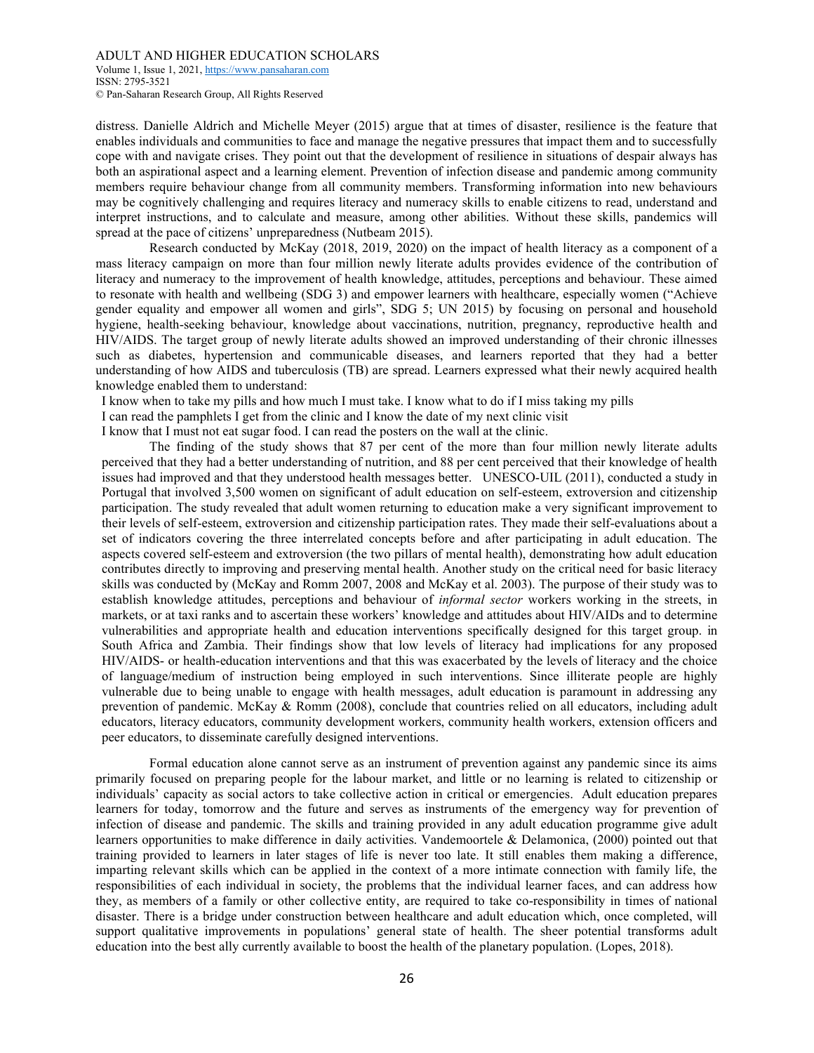distress. Danielle Aldrich and Michelle Meyer (2015) argue that at times of disaster, resilience is the feature that enables individuals and communities to face and manage the negative pressures that impact them and to successfully cope with and navigate crises. They point out that the development of resilience in situations of despair always has both an aspirational aspect and a learning element. Prevention of infection disease and pandemic among community members require behaviour change from all community members. Transforming information into new behaviours may be cognitively challenging and requires literacy and numeracy skills to enable citizens to read, understand and interpret instructions, and to calculate and measure, among other abilities. Without these skills, pandemics will spread at the pace of citizens' unpreparedness (Nutbeam 2015).

Research conducted by McKay (2018, 2019, 2020) on the impact of health literacy as a component of a mass literacy campaign on more than four million newly literate adults provides evidence of the contribution of literacy and numeracy to the improvement of health knowledge, attitudes, perceptions and behaviour. These aimed to resonate with health and wellbeing (SDG 3) and empower learners with healthcare, especially women ("Achieve gender equality and empower all women and girls", SDG 5; UN 2015) by focusing on personal and household hygiene, health-seeking behaviour, knowledge about vaccinations, nutrition, pregnancy, reproductive health and HIV/AIDS. The target group of newly literate adults showed an improved understanding of their chronic illnesses such as diabetes, hypertension and communicable diseases, and learners reported that they had a better understanding of how AIDS and tuberculosis (TB) are spread. Learners expressed what their newly acquired health knowledge enabled them to understand:

I know when to take my pills and how much I must take. I know what to do if I miss taking my pills

I can read the pamphlets I get from the clinic and I know the date of my next clinic visit

I know that I must not eat sugar food. I can read the posters on the wall at the clinic.

The finding of the study shows that 87 per cent of the more than four million newly literate adults perceived that they had a better understanding of nutrition, and 88 per cent perceived that their knowledge of health issues had improved and that they understood health messages better. UNESCO-UIL (2011), conducted a study in Portugal that involved 3,500 women on significant of adult education on self-esteem, extroversion and citizenship participation. The study revealed that adult women returning to education make a very significant improvement to their levels of self-esteem, extroversion and citizenship participation rates. They made their self-evaluations about a set of indicators covering the three interrelated concepts before and after participating in adult education. The aspects covered self-esteem and extroversion (the two pillars of mental health), demonstrating how adult education contributes directly to improving and preserving mental health. Another study on the critical need for basic literacy skills was conducted by (McKay and Romm 2007, 2008 and McKay et al. 2003). The purpose of their study was to establish knowledge attitudes, perceptions and behaviour of *informal sector* workers working in the streets, in markets, or at taxi ranks and to ascertain these workers' knowledge and attitudes about HIV/AIDs and to determine vulnerabilities and appropriate health and education interventions specifically designed for this target group. in South Africa and Zambia. Their findings show that low levels of literacy had implications for any proposed HIV/AIDS- or health-education interventions and that this was exacerbated by the levels of literacy and the choice of language/medium of instruction being employed in such interventions. Since illiterate people are highly vulnerable due to being unable to engage with health messages, adult education is paramount in addressing any prevention of pandemic. McKay & Romm (2008), conclude that countries relied on all educators, including adult educators, literacy educators, community development workers, community health workers, extension officers and peer educators, to disseminate carefully designed interventions.

Formal education alone cannot serve as an instrument of prevention against any pandemic since its aims primarily focused on preparing people for the labour market, and little or no learning is related to citizenship or individuals' capacity as social actors to take collective action in critical or emergencies. Adult education prepares learners for today, tomorrow and the future and serves as instruments of the emergency way for prevention of infection of disease and pandemic. The skills and training provided in any adult education programme give adult learners opportunities to make difference in daily activities. Vandemoortele & Delamonica, (2000) pointed out that training provided to learners in later stages of life is never too late. It still enables them making a difference, imparting relevant skills which can be applied in the context of a more intimate connection with family life, the responsibilities of each individual in society, the problems that the individual learner faces, and can address how they, as members of a family or other collective entity, are required to take co-responsibility in times of national disaster. There is a bridge under construction between healthcare and adult education which, once completed, will support qualitative improvements in populations' general state of health. The sheer potential transforms adult education into the best ally currently available to boost the health of the planetary population. (Lopes, 2018).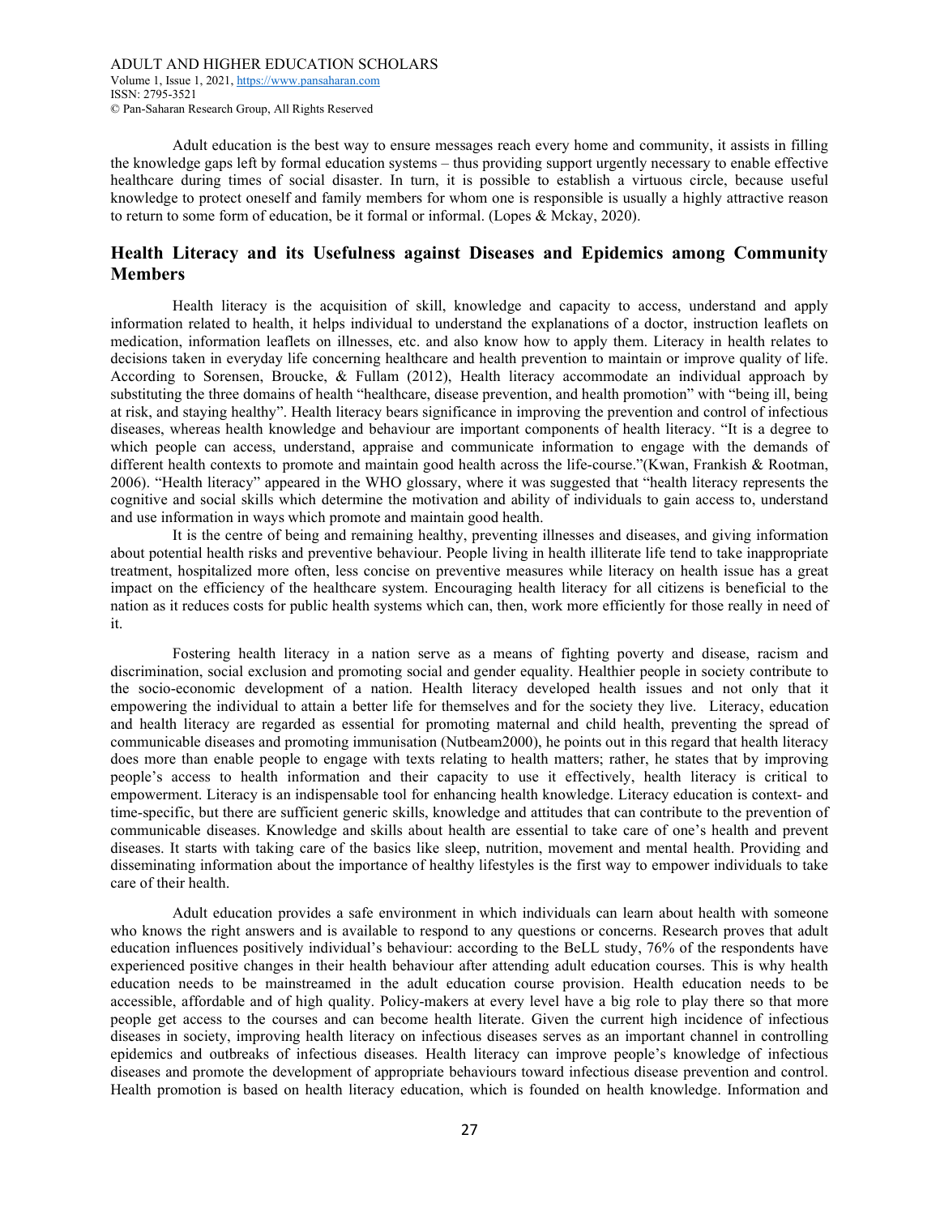Adult education is the best way to ensure messages reach every home and community, it assists in filling the knowledge gaps left by formal education systems – thus providing support urgently necessary to enable effective healthcare during times of social disaster. In turn, it is possible to establish a virtuous circle, because useful knowledge to protect oneself and family members for whom one is responsible is usually a highly attractive reason to return to some form of education, be it formal or informal. (Lopes & Mckay, 2020).

## Health Literacy and its Usefulness against Diseases and Epidemics among Community Members

Health literacy is the acquisition of skill, knowledge and capacity to access, understand and apply information related to health, it helps individual to understand the explanations of a doctor, instruction leaflets on medication, information leaflets on illnesses, etc. and also know how to apply them. Literacy in health relates to decisions taken in everyday life concerning healthcare and health prevention to maintain or improve quality of life. According to Sorensen, Broucke, & Fullam (2012), Health literacy accommodate an individual approach by substituting the three domains of health "healthcare, disease prevention, and health promotion" with "being ill, being at risk, and staying healthy". Health literacy bears significance in improving the prevention and control of infectious diseases, whereas health knowledge and behaviour are important components of health literacy. "It is a degree to which people can access, understand, appraise and communicate information to engage with the demands of different health contexts to promote and maintain good health across the life-course."(Kwan, Frankish & Rootman, 2006). "Health literacy" appeared in the WHO glossary, where it was suggested that "health literacy represents the cognitive and social skills which determine the motivation and ability of individuals to gain access to, understand and use information in ways which promote and maintain good health.

It is the centre of being and remaining healthy, preventing illnesses and diseases, and giving information about potential health risks and preventive behaviour. People living in health illiterate life tend to take inappropriate treatment, hospitalized more often, less concise on preventive measures while literacy on health issue has a great impact on the efficiency of the healthcare system. Encouraging health literacy for all citizens is beneficial to the nation as it reduces costs for public health systems which can, then, work more efficiently for those really in need of it.

Fostering health literacy in a nation serve as a means of fighting poverty and disease, racism and discrimination, social exclusion and promoting social and gender equality. Healthier people in society contribute to the socio-economic development of a nation. Health literacy developed health issues and not only that it empowering the individual to attain a better life for themselves and for the society they live. Literacy, education and health literacy are regarded as essential for promoting maternal and child health, preventing the spread of communicable diseases and promoting immunisation (Nutbeam2000), he points out in this regard that health literacy does more than enable people to engage with texts relating to health matters; rather, he states that by improving people's access to health information and their capacity to use it effectively, health literacy is critical to empowerment. Literacy is an indispensable tool for enhancing health knowledge. Literacy education is context- and time-specific, but there are sufficient generic skills, knowledge and attitudes that can contribute to the prevention of communicable diseases. Knowledge and skills about health are essential to take care of one's health and prevent diseases. It starts with taking care of the basics like sleep, nutrition, movement and mental health. Providing and disseminating information about the importance of healthy lifestyles is the first way to empower individuals to take care of their health.

Adult education provides a safe environment in which individuals can learn about health with someone who knows the right answers and is available to respond to any questions or concerns. Research proves that adult education influences positively individual's behaviour: according to the BeLL study, 76% of the respondents have experienced positive changes in their health behaviour after attending adult education courses. This is why health education needs to be mainstreamed in the adult education course provision. Health education needs to be accessible, affordable and of high quality. Policy-makers at every level have a big role to play there so that more people get access to the courses and can become health literate. Given the current high incidence of infectious diseases in society, improving health literacy on infectious diseases serves as an important channel in controlling epidemics and outbreaks of infectious diseases. Health literacy can improve people's knowledge of infectious diseases and promote the development of appropriate behaviours toward infectious disease prevention and control. Health promotion is based on health literacy education, which is founded on health knowledge. Information and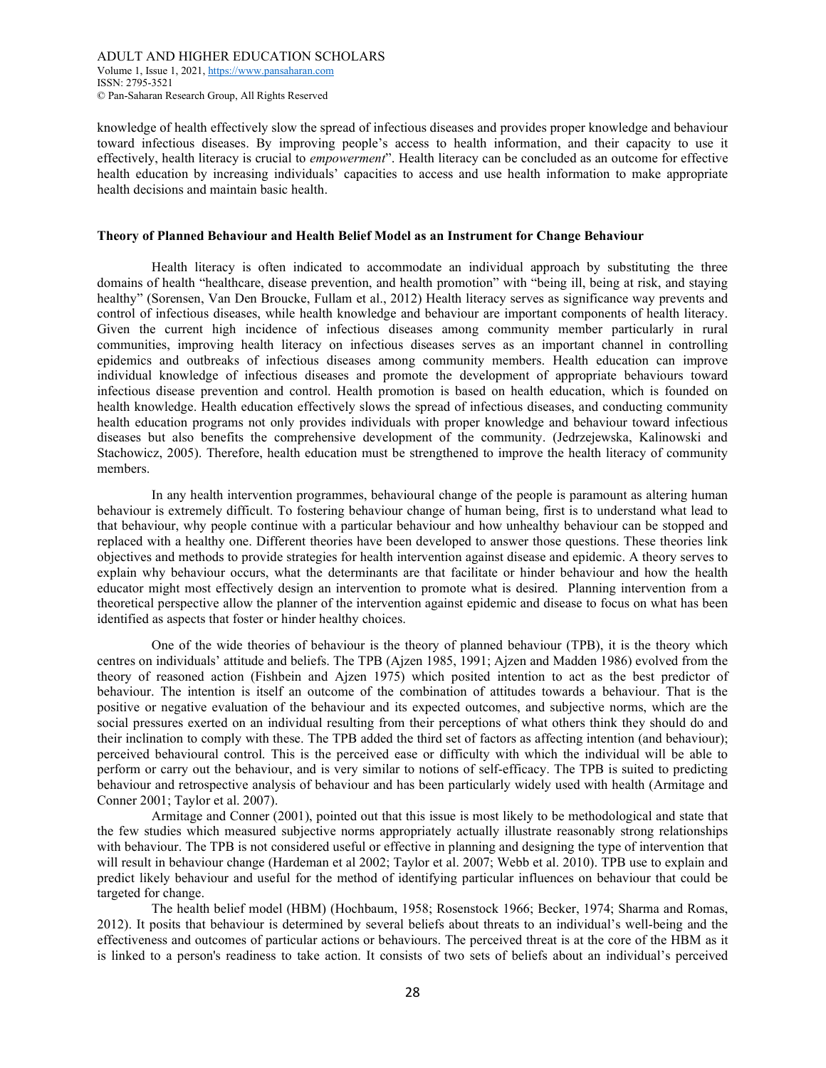knowledge of health effectively slow the spread of infectious diseases and provides proper knowledge and behaviour toward infectious diseases. By improving people's access to health information, and their capacity to use it effectively, health literacy is crucial to *empowerment*". Health literacy can be concluded as an outcome for effective health education by increasing individuals' capacities to access and use health information to make appropriate health decisions and maintain basic health.

### Theory of Planned Behaviour and Health Belief Model as an Instrument for Change Behaviour

Health literacy is often indicated to accommodate an individual approach by substituting the three domains of health "healthcare, disease prevention, and health promotion" with "being ill, being at risk, and staying healthy" (Sorensen, Van Den Broucke, Fullam et al., 2012) Health literacy serves as significance way prevents and control of infectious diseases, while health knowledge and behaviour are important components of health literacy. Given the current high incidence of infectious diseases among community member particularly in rural communities, improving health literacy on infectious diseases serves as an important channel in controlling epidemics and outbreaks of infectious diseases among community members. Health education can improve individual knowledge of infectious diseases and promote the development of appropriate behaviours toward infectious disease prevention and control. Health promotion is based on health education, which is founded on health knowledge. Health education effectively slows the spread of infectious diseases, and conducting community health education programs not only provides individuals with proper knowledge and behaviour toward infectious diseases but also benefits the comprehensive development of the community. (Jedrzejewska, Kalinowski and Stachowicz, 2005). Therefore, health education must be strengthened to improve the health literacy of community members.

In any health intervention programmes, behavioural change of the people is paramount as altering human behaviour is extremely difficult. To fostering behaviour change of human being, first is to understand what lead to that behaviour, why people continue with a particular behaviour and how unhealthy behaviour can be stopped and replaced with a healthy one. Different theories have been developed to answer those questions. These theories link objectives and methods to provide strategies for health intervention against disease and epidemic. A theory serves to explain why behaviour occurs, what the determinants are that facilitate or hinder behaviour and how the health educator might most effectively design an intervention to promote what is desired. Planning intervention from a theoretical perspective allow the planner of the intervention against epidemic and disease to focus on what has been identified as aspects that foster or hinder healthy choices.

One of the wide theories of behaviour is the theory of planned behaviour (TPB), it is the theory which centres on individuals' attitude and beliefs. The TPB (Ajzen 1985, 1991; Ajzen and Madden 1986) evolved from the theory of reasoned action (Fishbein and Ajzen 1975) which posited intention to act as the best predictor of behaviour. The intention is itself an outcome of the combination of attitudes towards a behaviour. That is the positive or negative evaluation of the behaviour and its expected outcomes, and subjective norms, which are the social pressures exerted on an individual resulting from their perceptions of what others think they should do and their inclination to comply with these. The TPB added the third set of factors as affecting intention (and behaviour); perceived behavioural control. This is the perceived ease or difficulty with which the individual will be able to perform or carry out the behaviour, and is very similar to notions of self-efficacy. The TPB is suited to predicting behaviour and retrospective analysis of behaviour and has been particularly widely used with health (Armitage and Conner 2001; Taylor et al. 2007).

Armitage and Conner (2001), pointed out that this issue is most likely to be methodological and state that the few studies which measured subjective norms appropriately actually illustrate reasonably strong relationships with behaviour. The TPB is not considered useful or effective in planning and designing the type of intervention that will result in behaviour change (Hardeman et al 2002; Taylor et al. 2007; Webb et al. 2010). TPB use to explain and predict likely behaviour and useful for the method of identifying particular influences on behaviour that could be targeted for change.

The health belief model (HBM) (Hochbaum, 1958; Rosenstock 1966; Becker, 1974; Sharma and Romas, 2012). It posits that behaviour is determined by several beliefs about threats to an individual's well-being and the effectiveness and outcomes of particular actions or behaviours. The perceived threat is at the core of the HBM as it is linked to a person's readiness to take action. It consists of two sets of beliefs about an individual's perceived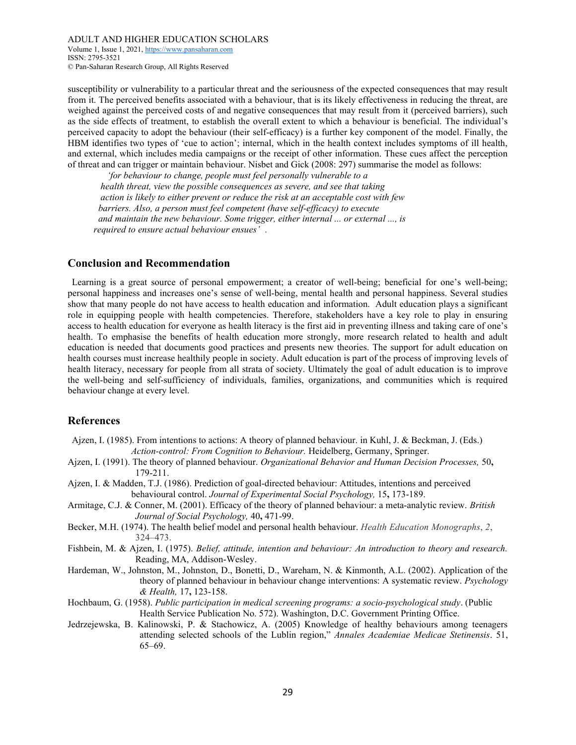susceptibility or vulnerability to a particular threat and the seriousness of the expected consequences that may result from it. The perceived benefits associated with a behaviour, that is its likely effectiveness in reducing the threat, are weighed against the perceived costs of and negative consequences that may result from it (perceived barriers), such as the side effects of treatment, to establish the overall extent to which a behaviour is beneficial. The individual's perceived capacity to adopt the behaviour (their self-efficacy) is a further key component of the model. Finally, the HBM identifies two types of 'cue to action'; internal, which in the health context includes symptoms of ill health, and external, which includes media campaigns or the receipt of other information. These cues affect the perception of threat and can trigger or maintain behaviour. Nisbet and Gick (2008: 297) summarise the model as follows:

> *'for behaviour to change, people must feel personally vulnerable to a health threat, view the possible consequences as severe, and see that taking action is likely to either prevent or reduce the risk at an acceptable cost with few barriers. Also, a person must feel competent (have self-efficacy) to execute and maintain the new behaviour. Some trigger, either internal ... or external ..., is required to ensure actual behaviour ensues'* .

## Conclusion and Recommendation

Learning is a great source of personal empowerment; a creator of well-being; beneficial for one's well-being; personal happiness and increases one's sense of well-being, mental health and personal happiness. Several studies show that many people do not have access to health education and information. Adult education plays a significant role in equipping people with health competencies. Therefore, stakeholders have a key role to play in ensuring access to health education for everyone as health literacy is the first aid in preventing illness and taking care of one's health. To emphasise the benefits of health education more strongly, more research related to health and adult education is needed that documents good practices and presents new theories. The support for adult education on health courses must increase healthily people in society. Adult education is part of the process of improving levels of health literacy, necessary for people from all strata of society. Ultimately the goal of adult education is to improve the well-being and self-sufficiency of individuals, families, organizations, and communities which is required behaviour change at every level.

## References

Ajzen, I. (1985). From intentions to actions: A theory of planned behaviour. in Kuhl, J. & Beckman, J. (Eds.) *Action-control: From Cognition to Behaviour.* Heidelberg, Germany, Springer.

Ajzen, I. (1991). The theory of planned behaviour. *Organizational Behavior and Human Decision Processes,* 50**,** 179-211.

Ajzen, I. & Madden, T.J. (1986). Prediction of goal-directed behaviour: Attitudes, intentions and perceived behavioural control. *Journal of Experimental Social Psychology,* 15**,** 173-189.

Armitage, C.J. & Conner, M. (2001). Efficacy of the theory of planned behaviour: a meta-analytic review. *British Journal of Social Psychology,* 40**,** 471-99.

Becker, M.H. (1974). The health belief model and personal health behaviour. *Health Education Monographs*, *2*, 324–473.

Fishbein, M. & Ajzen, I. (1975). *Belief, attitude, intention and behaviour: An introduction to theory and research.* Reading, MA, Addison-Wesley.

Hardeman, W., Johnston, M., Johnston, D., Bonetti, D., Wareham, N. & Kinmonth, A.L. (2002). Application of the theory of planned behaviour in behaviour change interventions: A systematic review. *Psychology & Health,* 17**,** 123-158.

Hochbaum, G. (1958). *Public participation in medical screening programs: a socio-psychological study*. (Public Health Service Publication No. 572). Washington, D.C. Government Printing Office.

Jedrzejewska, B. Kalinowski, P. & Stachowicz, A. (2005) Knowledge of healthy behaviours among teenagers attending selected schools of the Lublin region," *Annales Academiae Medicae Stetinensis*. 51, 65–69.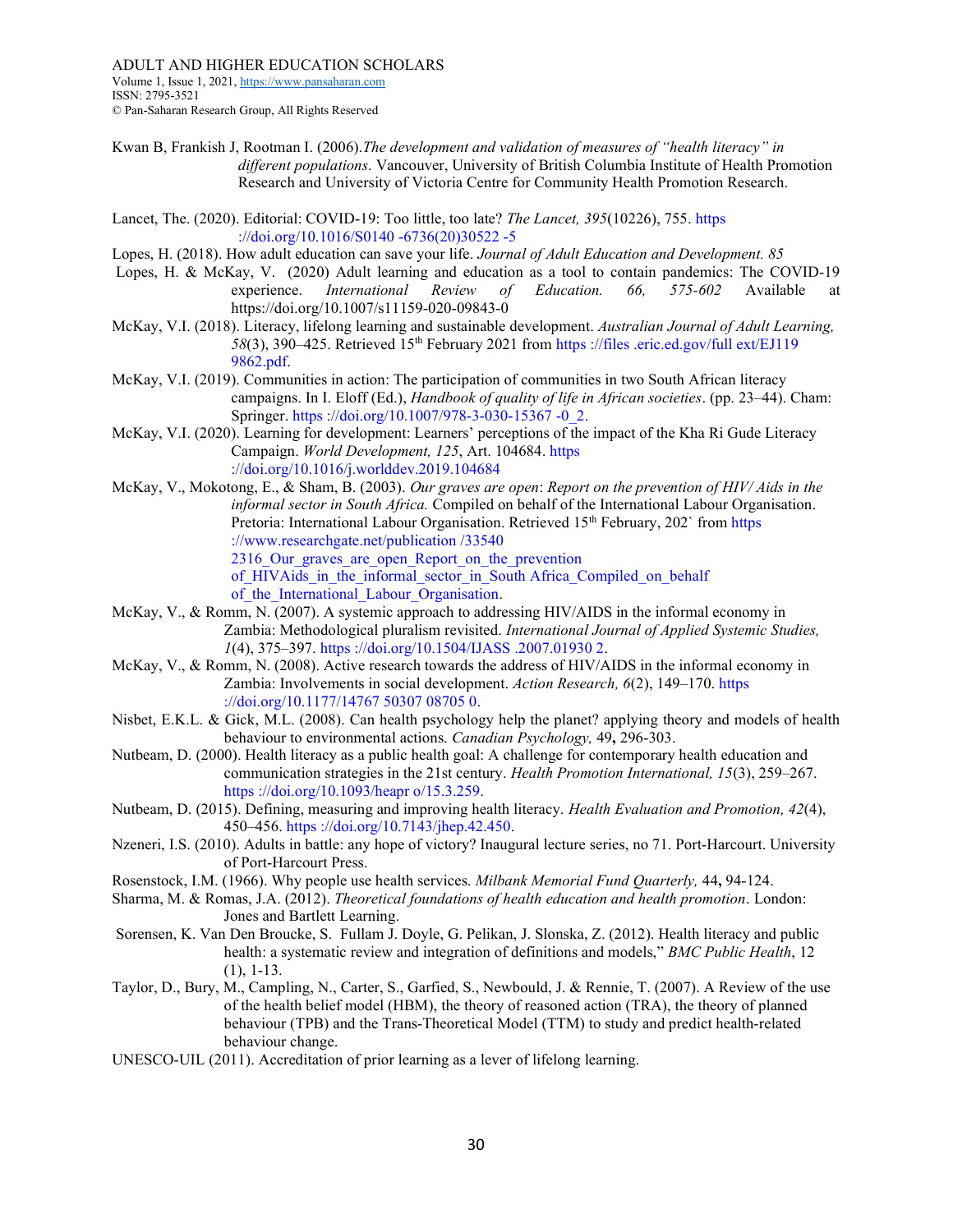Kwan B, Frankish J, Rootman I. (2006).*The development and validation of measures of "health literacy" in different populations*. Vancouver, University of British Columbia Institute of Health Promotion Research and University of Victoria Centre for Community Health Promotion Research.

Lancet, The. (2020). Editorial: COVID-19: Too little, too late? *The Lancet, 395*(10226), 755. https ://doi.org/10.1016/S0140 -6736(20)30522 -5

Lopes, H. (2018). How adult education can save your life. *Journal of Adult Education and Development. 85*

Lopes, H. & McKay, V. (2020) Adult learning and education as a tool to contain pandemics: The COVID-19 experience. *International Review of Education. 66, 575-602* Available at https://doi.org/10.1007/s11159-020-09843-0

McKay, V.I. (2018). Literacy, lifelong learning and sustainable development. *Australian Journal of Adult Learning, 58*(3), 390–425. Retrieved 15th February 2021 from https ://files .eric.ed.gov/full ext/EJ119 9862.pdf.

McKay, V.I. (2019). Communities in action: The participation of communities in two South African literacy campaigns. In I. Eloff (Ed.), *Handbook of quality of life in African societies*. (pp. 23–44). Cham: Springer. https ://doi.org/10.1007/978-3-030-15367 -0_2.

McKay, V.I. (2020). Learning for development: Learners' perceptions of the impact of the Kha Ri Gude Literacy Campaign. *World Development, 125*, Art. 104684. https ://doi.org/10.1016/j.worlddev.2019.104684

McKay, V., Mokotong, E., & Sham, B. (2003). *Our graves are open*: *Report on the prevention of HIV/ Aids in the informal sector in South Africa.* Compiled on behalf of the International Labour Organisation. Pretoria: International Labour Organisation. Retrieved 15th February, 202` from https ://www.researchgate.net/publication /33540 2316_Our_graves_are_open_Report_on_the_prevention of_HIVAids_in_the_informal_sector_in_South Africa_Compiled_on_behalf of_the_International_Labour_Organisation.

McKay, V., & Romm, N. (2007). A systemic approach to addressing HIV/AIDS in the informal economy in Zambia: Methodological pluralism revisited. *International Journal of Applied Systemic Studies, 1*(4), 375–397. https ://doi.org/10.1504/IJASS .2007.01930 2.

McKay, V., & Romm, N. (2008). Active research towards the address of HIV/AIDS in the informal economy in Zambia: Involvements in social development. *Action Research, 6*(2), 149–170. https ://doi.org/10.1177/14767 50307 08705 0.

Nisbet, E.K.L. & Gick, M.L. (2008). Can health psychology help the planet? applying theory and models of health behaviour to environmental actions. *Canadian Psychology,* 49**,** 296-303.

Nutbeam, D. (2000). Health literacy as a public health goal: A challenge for contemporary health education and communication strategies in the 21st century. *Health Promotion International, 15*(3), 259–267. https ://doi.org/10.1093/heapr o/15.3.259.

Nutbeam, D. (2015). Defining, measuring and improving health literacy. *Health Evaluation and Promotion, 42*(4), 450–456. https ://doi.org/10.7143/jhep.42.450.

Nzeneri, I.S. (2010). Adults in battle: any hope of victory? Inaugural lecture series, no 71. Port-Harcourt. University of Port-Harcourt Press.

Rosenstock, I.M. (1966). Why people use health services. *Milbank Memorial Fund Quarterly,* 44**,** 94-124.

Sharma, M. & Romas, J.A. (2012). *Theoretical foundations of health education and health promotion*. London: Jones and Bartlett Learning.

Sorensen, K. Van Den Broucke, S. Fullam J. Doyle, G. Pelikan, J. Slonska, Z. (2012). Health literacy and public health: a systematic review and integration of definitions and models," *BMC Public Health*, 12 (1), 1-13.

Taylor, D., Bury, M., Campling, N., Carter, S., Garfied, S., Newbould, J. & Rennie, T. (2007). A Review of the use of the health belief model (HBM), the theory of reasoned action (TRA), the theory of planned behaviour (TPB) and the Trans-Theoretical Model (TTM) to study and predict health-related behaviour change.

UNESCO-UIL (2011). Accreditation of prior learning as a lever of lifelong learning.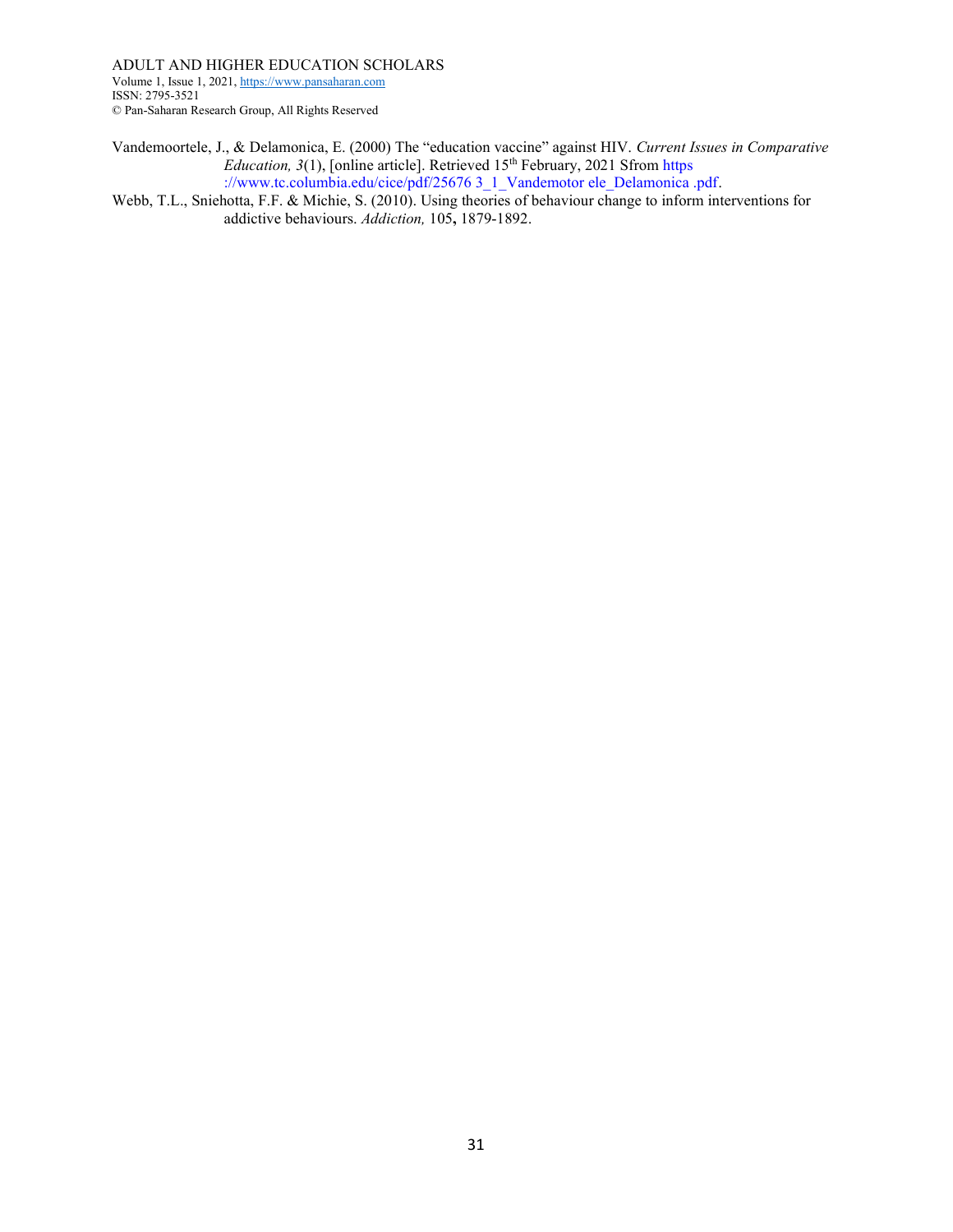Vandemoortele, J., & Delamonica, E. (2000) The "education vaccine" against HIV. *Current Issues in Comparative Education, 3*(1), [online article]. Retrieved 15th February, 2021 Sfrom https ://www.tc.columbia.edu/cice/pdf/25676 3_1_Vandemotor ele_Delamonica .pdf.

Webb, T.L., Sniehotta, F.F. & Michie, S. (2010). Using theories of behaviour change to inform interventions for addictive behaviours. *Addiction,* 105**,** 1879-1892.